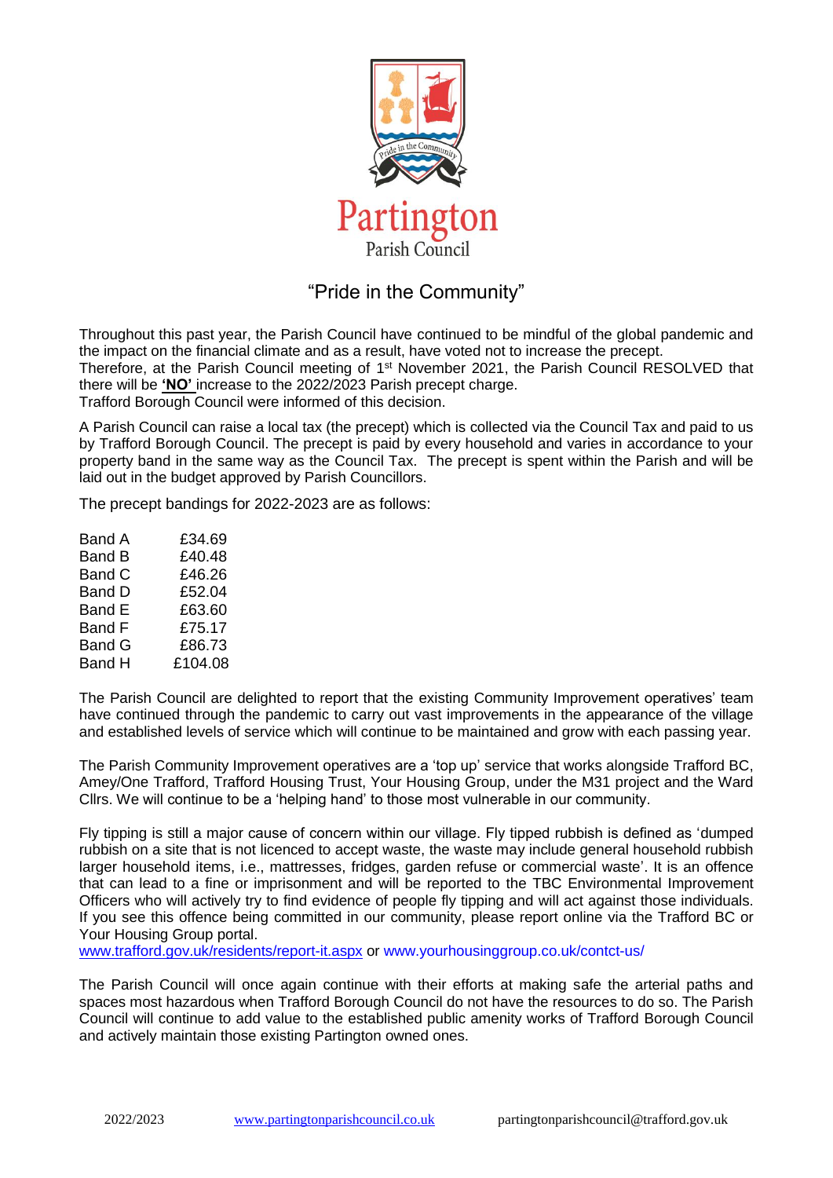# Partington
## Parish Council

"Pride in the Community"

Throughout this past year, the Parish Council have continued to be mindful of the global pandemic and the impact on the financial climate and as a result, have voted not to increase the precept.
Therefore, at the Parish Council meeting of 1st November 2021, the Parish Council RESOLVED that there will be **'NO'** increase to the 2022/2023 Parish precept charge.
Trafford Borough Council were informed of this decision.

A Parish Council can raise a local tax (the precept) which is collected via the Council Tax and paid to us by Trafford Borough Council. The precept is paid by every household and varies in accordance to your property band in the same way as the Council Tax. The precept is spent within the Parish and will be laid out in the budget approved by Parish Councillors.

The precept bandings for 2022-2023 are as follows:

| Band | Amount |
|---|---|
| Band A | £34.69 |
| Band B | £40.48 |
| Band C | £46.26 |
| Band D | £52.04 |
| Band E | £63.60 |
| Band F | £75.17 |
| Band G | £86.73 |
| Band H | £104.08 |

The Parish Council are delighted to report that the existing Community Improvement operatives' team have continued through the pandemic to carry out vast improvements in the appearance of the village and established levels of service which will continue to be maintained and grow with each passing year.

The Parish Community Improvement operatives are a 'top up' service that works alongside Trafford BC, Amey/One Trafford, Trafford Housing Trust, Your Housing Group, under the M31 project and the Ward Cllrs. We will continue to be a 'helping hand' to those most vulnerable in our community.

Fly tipping is still a major cause of concern within our village. Fly tipped rubbish is defined as 'dumped rubbish on a site that is not licenced to accept waste, the waste may include general household rubbish larger household items, i.e., mattresses, fridges, garden refuse or commercial waste'. It is an offence that can lead to a fine or imprisonment and will be reported to the TBC Environmental Improvement Officers who will actively try to find evidence of people fly tipping and will act against those individuals. If you see this offence being committed in our community, please report online via the Trafford BC or Your Housing Group portal.
www.trafford.gov.uk/residents/report-it.aspx or www.yourhousinggroup.co.uk/contct-us/

The Parish Council will once again continue with their efforts at making safe the arterial paths and spaces most hazardous when Trafford Borough Council do not have the resources to do so. The Parish Council will continue to add value to the established public amenity works of Trafford Borough Council and actively maintain those existing Partington owned ones.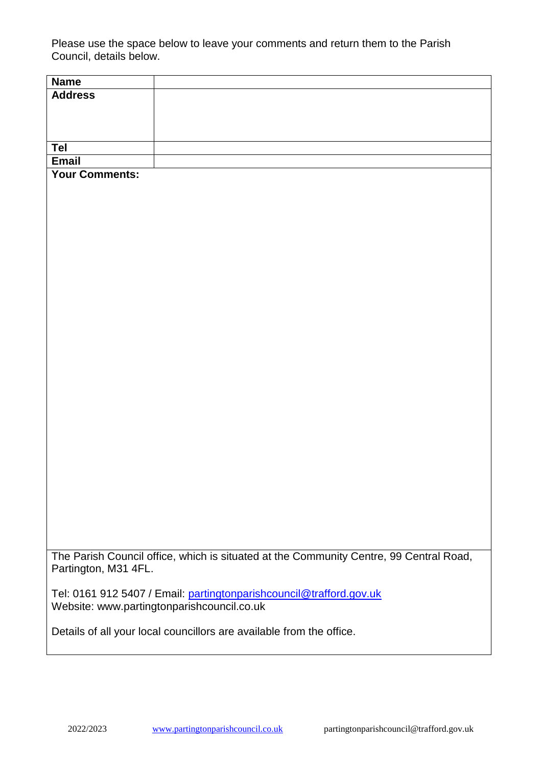Please use the space below to leave your comments and return them to the Parish Council, details below.

| | |
|---|---|
| **Name** | |
| **Address** | |
| **Tel** | |
| **Email** | |
| **Your Comments:** | |

The Parish Council office, which is situated at the Community Centre, 99 Central Road, Partington, M31 4FL.

Tel: 0161 912 5407 / Email: partingtonparishcouncil@trafford.gov.uk
Website: www.partingtonparishcouncil.co.uk

Details of all your local councillors are available from the office.